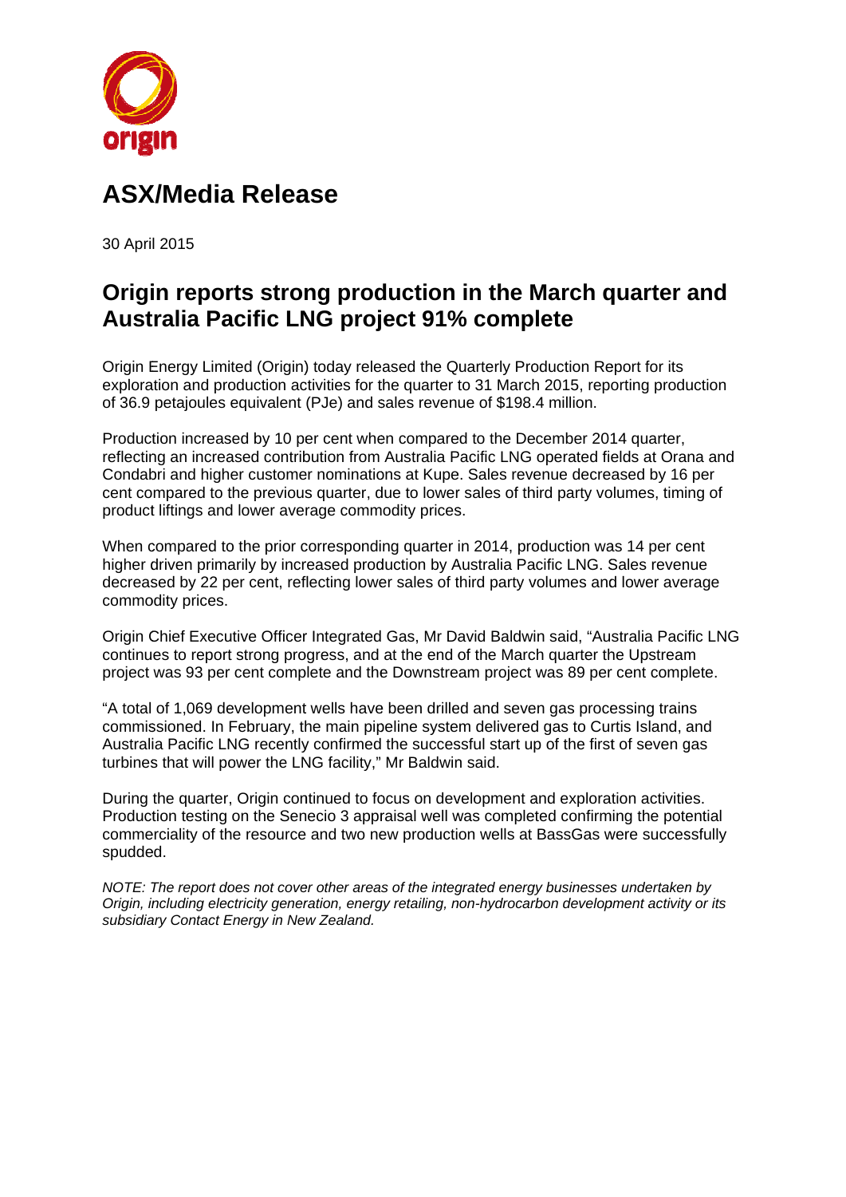origin

# ASX/Media Release

30 April 2015

## Origin reports strong production in the March quarter and Australia Pacific LNG project 91% complete

Origin Energy Limited (Origin) today released the Quarterly Production Report for its exploration and production activities for the quarter to 31 March 2015, reporting production of 36.9 petajoules equivalent (PJe) and sales revenue of $198.4 million.

Production increased by 10 per cent when compared to the December 2014 quarter, reflecting an increased contribution from Australia Pacific LNG operated fields at Orana and Condabri and higher customer nominations at Kupe. Sales revenue decreased by 16 per cent compared to the previous quarter, due to lower sales of third party volumes, timing of product liftings and lower average commodity prices.

When compared to the prior corresponding quarter in 2014, production was 14 per cent higher driven primarily by increased production by Australia Pacific LNG. Sales revenue decreased by 22 per cent, reflecting lower sales of third party volumes and lower average commodity prices.

Origin Chief Executive Officer Integrated Gas, Mr David Baldwin said, "Australia Pacific LNG continues to report strong progress, and at the end of the March quarter the Upstream project was 93 per cent complete and the Downstream project was 89 per cent complete.

"A total of 1,069 development wells have been drilled and seven gas processing trains commissioned. In February, the main pipeline system delivered gas to Curtis Island, and Australia Pacific LNG recently confirmed the successful start up of the first of seven gas turbines that will power the LNG facility," Mr Baldwin said.

During the quarter, Origin continued to focus on development and exploration activities. Production testing on the Senecio 3 appraisal well was completed confirming the potential commerciality of the resource and two new production wells at BassGas were successfully spudded.

*NOTE: The report does not cover other areas of the integrated energy businesses undertaken by Origin, including electricity generation, energy retailing, non-hydrocarbon development activity or its subsidiary Contact Energy in New Zealand.*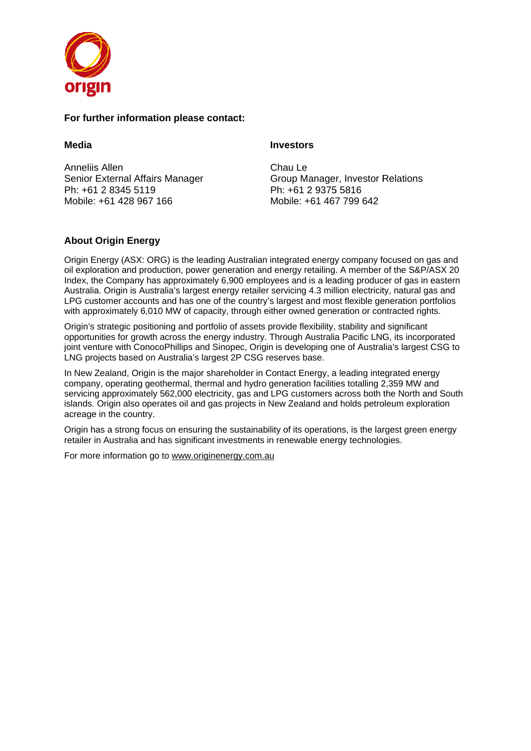**For further information please contact:**

**Media**

Anneliis Allen
Senior External Affairs Manager
Ph: +61 2 8345 5119
Mobile: +61 428 967 166

**Investors**

Chau Le
Group Manager, Investor Relations
Ph: +61 2 9375 5816
Mobile: +61 467 799 642

## About Origin Energy

Origin Energy (ASX: ORG) is the leading Australian integrated energy company focused on gas and oil exploration and production, power generation and energy retailing. A member of the S&P/ASX 20 Index, the Company has approximately 6,900 employees and is a leading producer of gas in eastern Australia. Origin is Australia's largest energy retailer servicing 4.3 million electricity, natural gas and LPG customer accounts and has one of the country's largest and most flexible generation portfolios with approximately 6,010 MW of capacity, through either owned generation or contracted rights.

Origin's strategic positioning and portfolio of assets provide flexibility, stability and significant opportunities for growth across the energy industry. Through Australia Pacific LNG, its incorporated joint venture with ConocoPhillips and Sinopec, Origin is developing one of Australia's largest CSG to LNG projects based on Australia's largest 2P CSG reserves base.

In New Zealand, Origin is the major shareholder in Contact Energy, a leading integrated energy company, operating geothermal, thermal and hydro generation facilities totalling 2,359 MW and servicing approximately 562,000 electricity, gas and LPG customers across both the North and South islands. Origin also operates oil and gas projects in New Zealand and holds petroleum exploration acreage in the country.

Origin has a strong focus on ensuring the sustainability of its operations, is the largest green energy retailer in Australia and has significant investments in renewable energy technologies.

For more information go to www.originenergy.com.au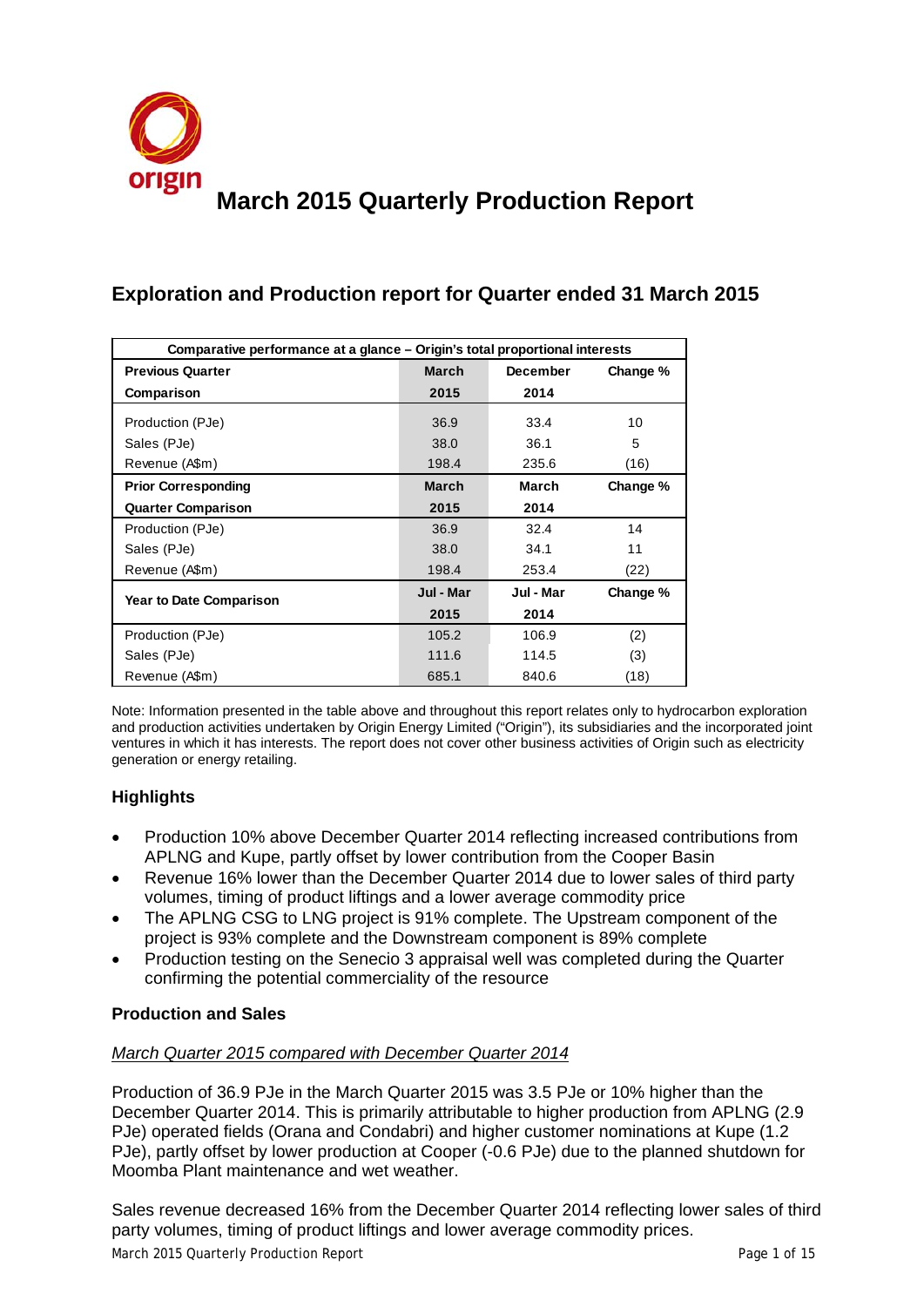# March 2015 Quarterly Production Report

## Exploration and Production report for Quarter ended 31 March 2015

| Comparative performance at a glance – Origin's total proportional interests | | | |
|---|---|---|---|
| **Previous Quarter Comparison** | **March 2015** | **December 2014** | **Change %** |
| Production (PJe) | 36.9 | 33.4 | 10 |
| Sales (PJe) | 38.0 | 36.1 | 5 |
| Revenue (A$m) | 198.4 | 235.6 | (16) |
| **Prior Corresponding Quarter Comparison** | **March 2015** | **March 2014** | **Change %** |
| Production (PJe) | 36.9 | 32.4 | 14 |
| Sales (PJe) | 38.0 | 34.1 | 11 |
| Revenue (A$m) | 198.4 | 253.4 | (22) |
| **Year to Date Comparison** | **Jul - Mar 2015** | **Jul - Mar 2014** | **Change %** |
| Production (PJe) | 105.2 | 106.9 | (2) |
| Sales (PJe) | 111.6 | 114.5 | (3) |
| Revenue (A$m) | 685.1 | 840.6 | (18) |

Note: Information presented in the table above and throughout this report relates only to hydrocarbon exploration and production activities undertaken by Origin Energy Limited ("Origin"), its subsidiaries and the incorporated joint ventures in which it has interests. The report does not cover other business activities of Origin such as electricity generation or energy retailing.

### Highlights

- Production 10% above December Quarter 2014 reflecting increased contributions from APLNG and Kupe, partly offset by lower contribution from the Cooper Basin
- Revenue 16% lower than the December Quarter 2014 due to lower sales of third party volumes, timing of product liftings and a lower average commodity price
- The APLNG CSG to LNG project is 91% complete. The Upstream component of the project is 93% complete and the Downstream component is 89% complete
- Production testing on the Senecio 3 appraisal well was completed during the Quarter confirming the potential commerciality of the resource

### Production and Sales

*March Quarter 2015 compared with December Quarter 2014*

Production of 36.9 PJe in the March Quarter 2015 was 3.5 PJe or 10% higher than the December Quarter 2014. This is primarily attributable to higher production from APLNG (2.9 PJe) operated fields (Orana and Condabri) and higher customer nominations at Kupe (1.2 PJe), partly offset by lower production at Cooper (-0.6 PJe) due to the planned shutdown for Moomba Plant maintenance and wet weather.

Sales revenue decreased 16% from the December Quarter 2014 reflecting lower sales of third party volumes, timing of product liftings and lower average commodity prices.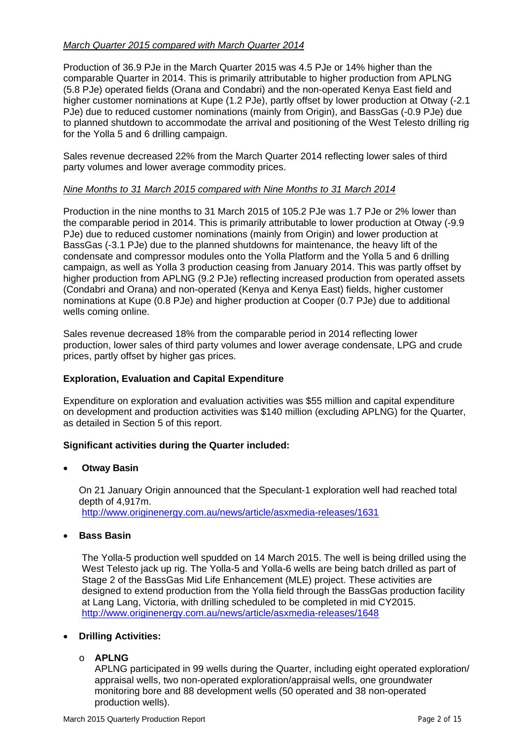*March Quarter 2015 compared with March Quarter 2014*

Production of 36.9 PJe in the March Quarter 2015 was 4.5 PJe or 14% higher than the comparable Quarter in 2014. This is primarily attributable to higher production from APLNG (5.8 PJe) operated fields (Orana and Condabri) and the non-operated Kenya East field and higher customer nominations at Kupe (1.2 PJe), partly offset by lower production at Otway (-2.1 PJe) due to reduced customer nominations (mainly from Origin), and BassGas (-0.9 PJe) due to planned shutdown to accommodate the arrival and positioning of the West Telesto drilling rig for the Yolla 5 and 6 drilling campaign.

Sales revenue decreased 22% from the March Quarter 2014 reflecting lower sales of third party volumes and lower average commodity prices.

*Nine Months to 31 March 2015 compared with Nine Months to 31 March 2014*

Production in the nine months to 31 March 2015 of 105.2 PJe was 1.7 PJe or 2% lower than the comparable period in 2014. This is primarily attributable to lower production at Otway (-9.9 PJe) due to reduced customer nominations (mainly from Origin) and lower production at BassGas (-3.1 PJe) due to the planned shutdowns for maintenance, the heavy lift of the condensate and compressor modules onto the Yolla Platform and the Yolla 5 and 6 drilling campaign, as well as Yolla 3 production ceasing from January 2014. This was partly offset by higher production from APLNG (9.2 PJe) reflecting increased production from operated assets (Condabri and Orana) and non-operated (Kenya and Kenya East) fields, higher customer nominations at Kupe (0.8 PJe) and higher production at Cooper (0.7 PJe) due to additional wells coming online.

Sales revenue decreased 18% from the comparable period in 2014 reflecting lower production, lower sales of third party volumes and lower average condensate, LPG and crude prices, partly offset by higher gas prices.

**Exploration, Evaluation and Capital Expenditure**

Expenditure on exploration and evaluation activities was $55 million and capital expenditure on development and production activities was $140 million (excluding APLNG) for the Quarter, as detailed in Section 5 of this report.

**Significant activities during the Quarter included:**

- **Otway Basin**

  On 21 January Origin announced that the Speculant-1 exploration well had reached total depth of 4,917m.
  http://www.originenergy.com.au/news/article/asxmedia-releases/1631

- **Bass Basin**

  The Yolla-5 production well spudded on 14 March 2015. The well is being drilled using the West Telesto jack up rig. The Yolla-5 and Yolla-6 wells are being batch drilled as part of Stage 2 of the BassGas Mid Life Enhancement (MLE) project. These activities are designed to extend production from the Yolla field through the BassGas production facility at Lang Lang, Victoria, with drilling scheduled to be completed in mid CY2015.
  http://www.originenergy.com.au/news/article/asxmedia-releases/1648

- **Drilling Activities:**

  - **APLNG**
    APLNG participated in 99 wells during the Quarter, including eight operated exploration/ appraisal wells, two non-operated exploration/appraisal wells, one groundwater monitoring bore and 88 development wells (50 operated and 38 non-operated production wells).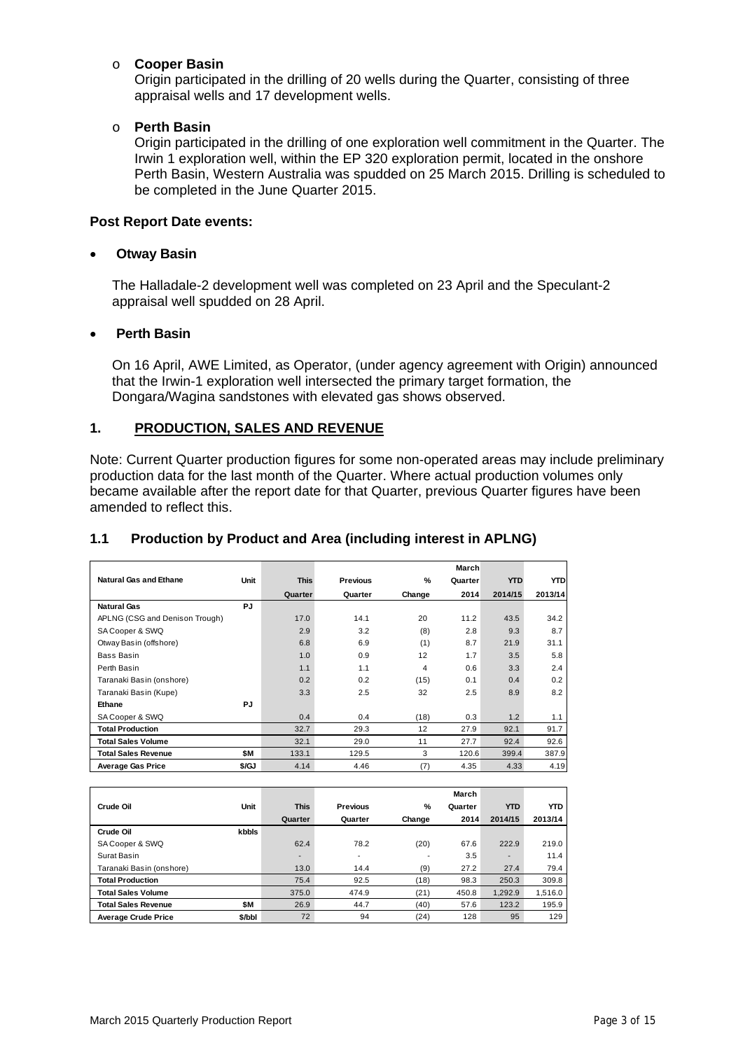- **Cooper Basin**
  Origin participated in the drilling of 20 wells during the Quarter, consisting of three appraisal wells and 17 development wells.

- **Perth Basin**
  Origin participated in the drilling of one exploration well commitment in the Quarter. The Irwin 1 exploration well, within the EP 320 exploration permit, located in the onshore Perth Basin, Western Australia was spudded on 25 March 2015. Drilling is scheduled to be completed in the June Quarter 2015.

**Post Report Date events:**

- **Otway Basin**

  The Halladale-2 development well was completed on 23 April and the Speculant-2 appraisal well spudded on 28 April.

- **Perth Basin**

  On 16 April, AWE Limited, as Operator, (under agency agreement with Origin) announced that the Irwin-1 exploration well intersected the primary target formation, the Dongara/Wagina sandstones with elevated gas shows observed.

## 1. PRODUCTION, SALES AND REVENUE

Note: Current Quarter production figures for some non-operated areas may include preliminary production data for the last month of the Quarter. Where actual production volumes only became available after the report date for that Quarter, previous Quarter figures have been amended to reflect this.

### 1.1 Production by Product and Area (including interest in APLNG)

| Natural Gas and Ethane | Unit | This Quarter | Previous Quarter | % Change | March Quarter 2014 | YTD 2014/15 | YTD 2013/14 |
|---|---|---|---|---|---|---|---|
| **Natural Gas** | **PJ** | | | | | | |
| APLNG (CSG and Denison Trough) | | 17.0 | 14.1 | 20 | 11.2 | 43.5 | 34.2 |
| SA Cooper & SWQ | | 2.9 | 3.2 | (8) | 2.8 | 9.3 | 8.7 |
| Otway Basin (offshore) | | 6.8 | 6.9 | (1) | 8.7 | 21.9 | 31.1 |
| Bass Basin | | 1.0 | 0.9 | 12 | 1.7 | 3.5 | 5.8 |
| Perth Basin | | 1.1 | 1.1 | 4 | 0.6 | 3.3 | 2.4 |
| Taranaki Basin (onshore) | | 0.2 | 0.2 | (15) | 0.1 | 0.4 | 0.2 |
| Taranaki Basin (Kupe) | | 3.3 | 2.5 | 32 | 2.5 | 8.9 | 8.2 |
| **Ethane** | **PJ** | | | | | | |
| SA Cooper & SWQ | | 0.4 | 0.4 | (18) | 0.3 | 1.2 | 1.1 |
| **Total Production** | | 32.7 | 29.3 | 12 | 27.9 | 92.1 | 91.7 |
| **Total Sales Volume** | | 32.1 | 29.0 | 11 | 27.7 | 92.4 | 92.6 |
| **Total Sales Revenue** | **$M** | 133.1 | 129.5 | 3 | 120.6 | 399.4 | 387.9 |
| **Average Gas Price** | **$/GJ** | 4.14 | 4.46 | (7) | 4.35 | 4.33 | 4.19 |

| Crude Oil | Unit | This Quarter | Previous Quarter | % Change | March Quarter 2014 | YTD 2014/15 | YTD 2013/14 |
|---|---|---|---|---|---|---|---|
| **Crude Oil** | **kbbls** | | | | | | |
| SA Cooper & SWQ | | 62.4 | 78.2 | (20) | 67.6 | 222.9 | 219.0 |
| Surat Basin | | - | - | - | 3.5 | - | 11.4 |
| Taranaki Basin (onshore) | | 13.0 | 14.4 | (9) | 27.2 | 27.4 | 79.4 |
| **Total Production** | | 75.4 | 92.5 | (18) | 98.3 | 250.3 | 309.8 |
| **Total Sales Volume** | | 375.0 | 474.9 | (21) | 450.8 | 1,292.9 | 1,516.0 |
| **Total Sales Revenue** | **$M** | 26.9 | 44.7 | (40) | 57.6 | 123.2 | 195.9 |
| **Average Crude Price** | **$/bbl** | 72 | 94 | (24) | 128 | 95 | 129 |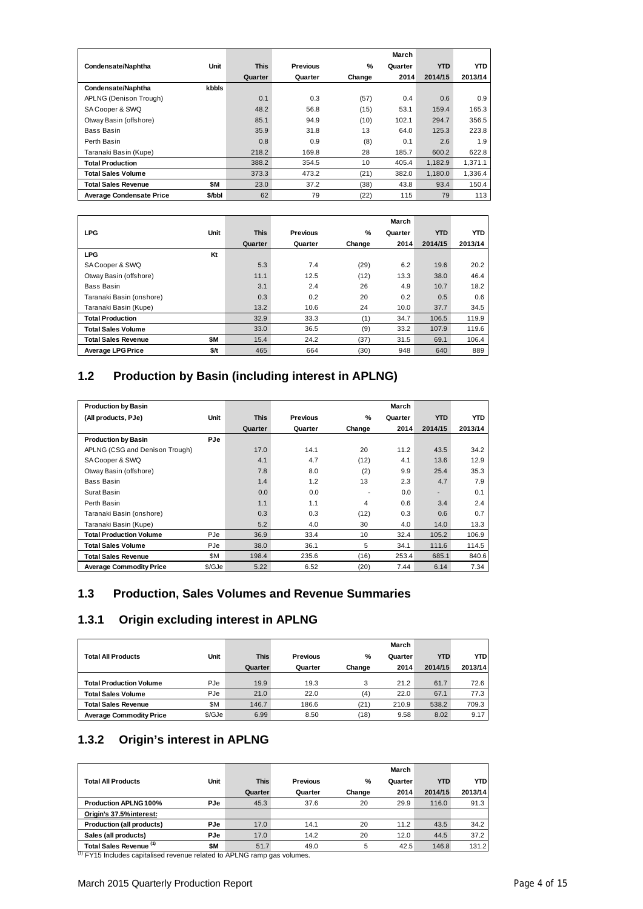| Condensate/Naphtha | Unit | This Quarter | Previous Quarter | % Change | March Quarter 2014 | YTD 2014/15 | YTD 2013/14 |
|---|---|---|---|---|---|---|---|
| **Condensate/Naphtha** | **kbbls** | | | | | | |
| APLNG (Denison Trough) | | 0.1 | 0.3 | (57) | 0.4 | 0.6 | 0.9 |
| SA Cooper & SWQ | | 48.2 | 56.8 | (15) | 53.1 | 159.4 | 165.3 |
| Otway Basin (offshore) | | 85.1 | 94.9 | (10) | 102.1 | 294.7 | 356.5 |
| Bass Basin | | 35.9 | 31.8 | 13 | 64.0 | 125.3 | 223.8 |
| Perth Basin | | 0.8 | 0.9 | (8) | 0.1 | 2.6 | 1.9 |
| Taranaki Basin (Kupe) | | 218.2 | 169.8 | 28 | 185.7 | 600.2 | 622.8 |
| **Total Production** | | 388.2 | 354.5 | 10 | 405.4 | 1,182.9 | 1,371.1 |
| **Total Sales Volume** | | 373.3 | 473.2 | (21) | 382.0 | 1,180.0 | 1,336.4 |
| **Total Sales Revenue** | **$M** | 23.0 | 37.2 | (38) | 43.8 | 93.4 | 150.4 |
| **Average Condensate Price** | **$/bbl** | 62 | 79 | (22) | 115 | 79 | 113 |

| LPG | Unit | This Quarter | Previous Quarter | % Change | March Quarter 2014 | YTD 2014/15 | YTD 2013/14 |
|---|---|---|---|---|---|---|---|
| **LPG** | **Kt** | | | | | | |
| SA Cooper & SWQ | | 5.3 | 7.4 | (29) | 6.2 | 19.6 | 20.2 |
| Otway Basin (offshore) | | 11.1 | 12.5 | (12) | 13.3 | 38.0 | 46.4 |
| Bass Basin | | 3.1 | 2.4 | 26 | 4.9 | 10.7 | 18.2 |
| Taranaki Basin (onshore) | | 0.3 | 0.2 | 20 | 0.2 | 0.5 | 0.6 |
| Taranaki Basin (Kupe) | | 13.2 | 10.6 | 24 | 10.0 | 37.7 | 34.5 |
| **Total Production** | | 32.9 | 33.3 | (1) | 34.7 | 106.5 | 119.9 |
| **Total Sales Volume** | | 33.0 | 36.5 | (9) | 33.2 | 107.9 | 119.6 |
| **Total Sales Revenue** | **$M** | 15.4 | 24.2 | (37) | 31.5 | 69.1 | 106.4 |
| **Average LPG Price** | **$/t** | 465 | 664 | (30) | 948 | 640 | 889 |

## 1.2 Production by Basin (including interest in APLNG)

| Production by Basin (All products, PJe) | Unit | This Quarter | Previous Quarter | % Change | March Quarter 2014 | YTD 2014/15 | YTD 2013/14 |
|---|---|---|---|---|---|---|---|
| **Production by Basin** | **PJe** | | | | | | |
| APLNG (CSG and Denison Trough) | | 17.0 | 14.1 | 20 | 11.2 | 43.5 | 34.2 |
| SA Cooper & SWQ | | 4.1 | 4.7 | (12) | 4.1 | 13.6 | 12.9 |
| Otway Basin (offshore) | | 7.8 | 8.0 | (2) | 9.9 | 25.4 | 35.3 |
| Bass Basin | | 1.4 | 1.2 | 13 | 2.3 | 4.7 | 7.9 |
| Surat Basin | | 0.0 | 0.0 | - | 0.0 | - | 0.1 |
| Perth Basin | | 1.1 | 1.1 | 4 | 0.6 | 3.4 | 2.4 |
| Taranaki Basin (onshore) | | 0.3 | 0.3 | (12) | 0.3 | 0.6 | 0.7 |
| Taranaki Basin (Kupe) | | 5.2 | 4.0 | 30 | 4.0 | 14.0 | 13.3 |
| **Total Production Volume** | PJe | 36.9 | 33.4 | 10 | 32.4 | 105.2 | 106.9 |
| **Total Sales Volume** | PJe | 38.0 | 36.1 | 5 | 34.1 | 111.6 | 114.5 |
| **Total Sales Revenue** | $M | 198.4 | 235.6 | (16) | 253.4 | 685.1 | 840.6 |
| **Average Commodity Price** | $/GJe | 5.22 | 6.52 | (20) | 7.44 | 6.14 | 7.34 |

## 1.3 Production, Sales Volumes and Revenue Summaries

### 1.3.1 Origin excluding interest in APLNG

| Total All Products | Unit | This Quarter | Previous Quarter | % Change | March Quarter 2014 | YTD 2014/15 | YTD 2013/14 |
|---|---|---|---|---|---|---|---|
| **Total Production Volume** | PJe | 19.9 | 19.3 | 3 | 21.2 | 61.7 | 72.6 |
| **Total Sales Volume** | PJe | 21.0 | 22.0 | (4) | 22.0 | 67.1 | 77.3 |
| **Total Sales Revenue** | $M | 146.7 | 186.6 | (21) | 210.9 | 538.2 | 709.3 |
| **Average Commodity Price** | $/GJe | 6.99 | 8.50 | (18) | 9.58 | 8.02 | 9.17 |

### 1.3.2 Origin's interest in APLNG

| Total All Products | Unit | This Quarter | Previous Quarter | % Change | March Quarter 2014 | YTD 2014/15 | YTD 2013/14 |
|---|---|---|---|---|---|---|---|
| **Production APLNG 100%** | **PJe** | 45.3 | 37.6 | 20 | 29.9 | 116.0 | 91.3 |
| **Origin's 37.5% interest:** | | | | | | | |
| **Production (all products)** | **PJe** | 17.0 | 14.1 | 20 | 11.2 | 43.5 | 34.2 |
| **Sales (all products)** | **PJe** | 17.0 | 14.2 | 20 | 12.0 | 44.5 | 37.2 |
| **Total Sales Revenue [(1)]** | **$M** | 51.7 | 49.0 | 5 | 42.5 | 146.8 | 131.2 |

[(1)] FY15 Includes capitalised revenue related to APLNG ramp gas volumes.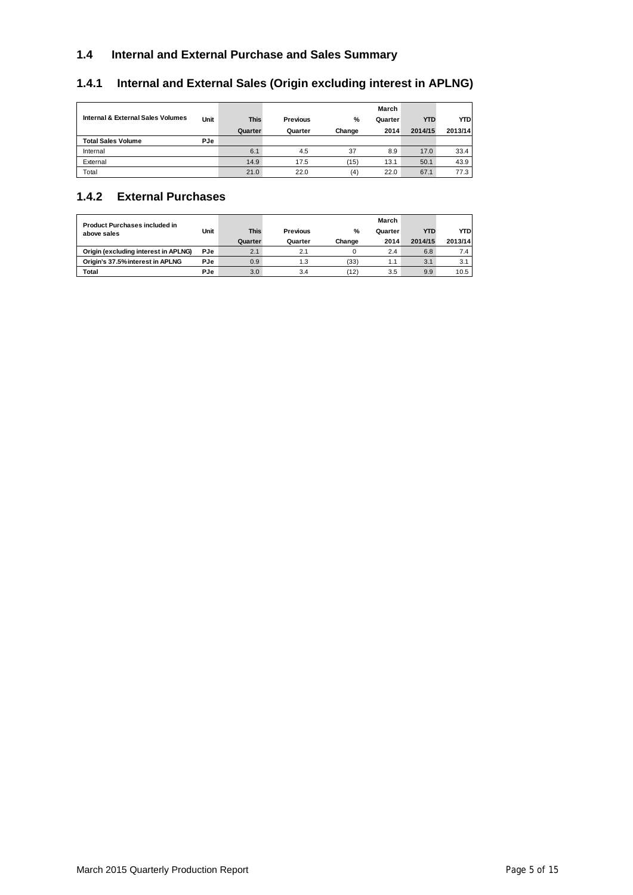## 1.4 Internal and External Purchase and Sales Summary

### 1.4.1 Internal and External Sales (Origin excluding interest in APLNG)

| Internal & External Sales Volumes | Unit | This Quarter | Previous Quarter | % Change | March Quarter 2014 | YTD 2014/15 | YTD 2013/14 |
|---|---|---|---|---|---|---|---|
| **Total Sales Volume** | **PJe** | | | | | | |
| Internal | | 6.1 | 4.5 | 37 | 8.9 | 17.0 | 33.4 |
| External | | 14.9 | 17.5 | (15) | 13.1 | 50.1 | 43.9 |
| Total | | 21.0 | 22.0 | (4) | 22.0 | 67.1 | 77.3 |

### 1.4.2 External Purchases

| Product Purchases included in above sales | Unit | This Quarter | Previous Quarter | % Change | March Quarter 2014 | YTD 2014/15 | YTD 2013/14 |
|---|---|---|---|---|---|---|---|
| **Origin (excluding interest in APLNG)** | **PJe** | 2.1 | 2.1 | 0 | 2.4 | 6.8 | 7.4 |
| **Origin's 37.5% interest in APLNG** | **PJe** | 0.9 | 1.3 | (33) | 1.1 | 3.1 | 3.1 |
| **Total** | **PJe** | 3.0 | 3.4 | (12) | 3.5 | 9.9 | 10.5 |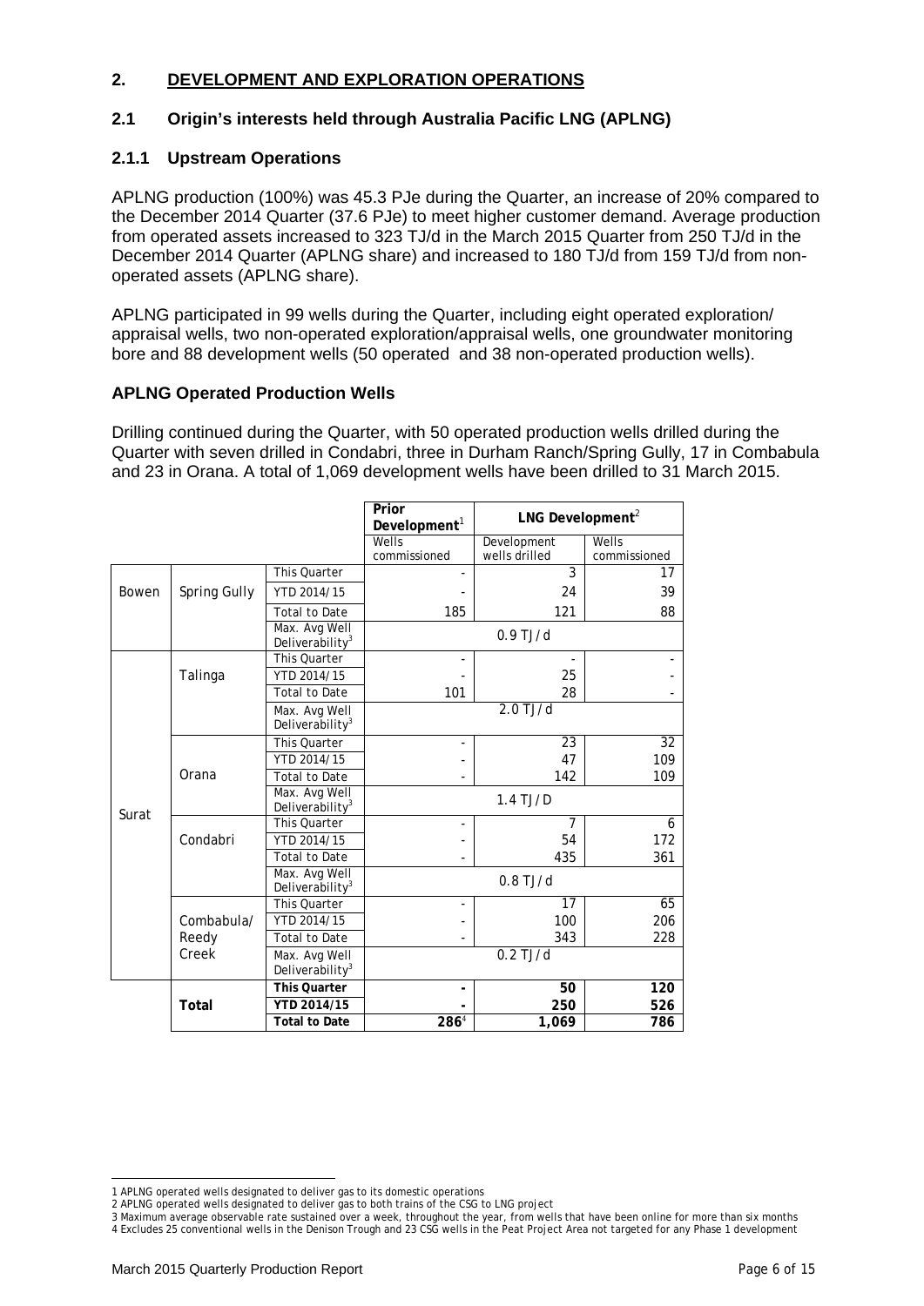## 2. DEVELOPMENT AND EXPLORATION OPERATIONS

### 2.1 Origin's interests held through Australia Pacific LNG (APLNG)

#### 2.1.1 Upstream Operations

APLNG production (100%) was 45.3 PJe during the Quarter, an increase of 20% compared to the December 2014 Quarter (37.6 PJe) to meet higher customer demand. Average production from operated assets increased to 323 TJ/d in the March 2015 Quarter from 250 TJ/d in the December 2014 Quarter (APLNG share) and increased to 180 TJ/d from 159 TJ/d from non-operated assets (APLNG share).

APLNG participated in 99 wells during the Quarter, including eight operated exploration/ appraisal wells, two non-operated exploration/appraisal wells, one groundwater monitoring bore and 88 development wells (50 operated and 38 non-operated production wells).

**APLNG Operated Production Wells**

Drilling continued during the Quarter, with 50 operated production wells drilled during the Quarter with seven drilled in Condabri, three in Durham Ranch/Spring Gully, 17 in Combabula and 23 in Orana. A total of 1,069 development wells have been drilled to 31 March 2015.

| | | | Prior Development[1] | LNG Development[2] | |
|---|---|---|---|---|---|
| | | | Wells commissioned | Development wells drilled | Wells commissioned |
| Bowen | Spring Gully | This Quarter | - | 3 | 17 |
| | | YTD 2014/15 | - | 24 | 39 |
| | | Total to Date | 185 | 121 | 88 |
| | | Max. Avg Well Deliverability[3] | 0.9 TJ/d | | |
| Surat | Talinga | This Quarter | - | - | - |
| | | YTD 2014/15 | - | 25 | - |
| | | Total to Date | 101 | 28 | - |
| | | Max. Avg Well Deliverability[3] | 2.0 TJ/d | | |
| | Orana | This Quarter | - | 23 | 32 |
| | | YTD 2014/15 | - | 47 | 109 |
| | | Total to Date | - | 142 | 109 |
| | | Max. Avg Well Deliverability[3] | 1.4 TJ/D | | |
| | Condabri | This Quarter | - | 7 | 6 |
| | | YTD 2014/15 | - | 54 | 172 |
| | | Total to Date | - | 435 | 361 |
| | | Max. Avg Well Deliverability[3] | 0.8 TJ/d | | |
| | Combabula/ Reedy Creek | This Quarter | - | 17 | 65 |
| | | YTD 2014/15 | - | 100 | 206 |
| | | Total to Date | - | 343 | 228 |
| | | Max. Avg Well Deliverability[3] | 0.2 TJ/d | | |
| | **Total** | **This Quarter** | **-** | **50** | **120** |
| | | **YTD 2014/15** | **-** | **250** | **526** |
| | | **Total to Date** | **286**[4] | **1,069** | **786** |

1 APLNG operated wells designated to deliver gas to its domestic operations
2 APLNG operated wells designated to deliver gas to both trains of the CSG to LNG project
3 Maximum average observable rate sustained over a week, throughout the year, from wells that have been online for more than six months
4 Excludes 25 conventional wells in the Denison Trough and 23 CSG wells in the Peat Project Area not targeted for any Phase 1 development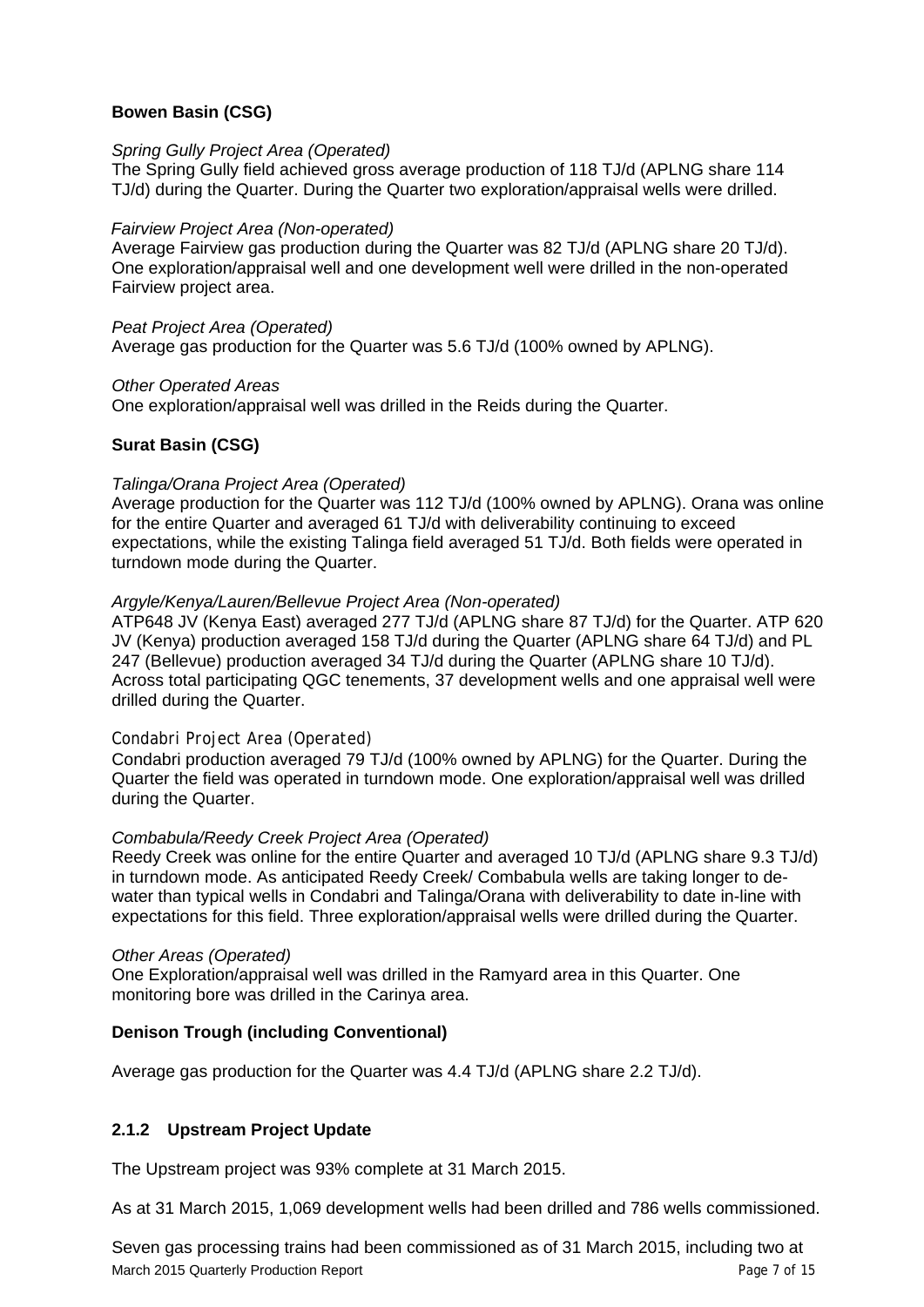**Bowen Basin (CSG)**

*Spring Gully Project Area (Operated)*

The Spring Gully field achieved gross average production of 118 TJ/d (APLNG share 114 TJ/d) during the Quarter. During the Quarter two exploration/appraisal wells were drilled.

*Fairview Project Area (Non-operated)*

Average Fairview gas production during the Quarter was 82 TJ/d (APLNG share 20 TJ/d). One exploration/appraisal well and one development well were drilled in the non-operated Fairview project area.

*Peat Project Area (Operated)*

Average gas production for the Quarter was 5.6 TJ/d (100% owned by APLNG).

*Other Operated Areas*

One exploration/appraisal well was drilled in the Reids during the Quarter.

**Surat Basin (CSG)**

*Talinga/Orana Project Area (Operated)*

Average production for the Quarter was 112 TJ/d (100% owned by APLNG). Orana was online for the entire Quarter and averaged 61 TJ/d with deliverability continuing to exceed expectations, while the existing Talinga field averaged 51 TJ/d. Both fields were operated in turndown mode during the Quarter.

*Argyle/Kenya/Lauren/Bellevue Project Area (Non-operated)*

ATP648 JV (Kenya East) averaged 277 TJ/d (APLNG share 87 TJ/d) for the Quarter. ATP 620 JV (Kenya) production averaged 158 TJ/d during the Quarter (APLNG share 64 TJ/d) and PL 247 (Bellevue) production averaged 34 TJ/d during the Quarter (APLNG share 10 TJ/d). Across total participating QGC tenements, 37 development wells and one appraisal well were drilled during the Quarter.

*Condabri Project Area (Operated)*

Condabri production averaged 79 TJ/d (100% owned by APLNG) for the Quarter. During the Quarter the field was operated in turndown mode. One exploration/appraisal well was drilled during the Quarter.

*Combabula/Reedy Creek Project Area (Operated)*

Reedy Creek was online for the entire Quarter and averaged 10 TJ/d (APLNG share 9.3 TJ/d) in turndown mode. As anticipated Reedy Creek/ Combabula wells are taking longer to de-water than typical wells in Condabri and Talinga/Orana with deliverability to date in-line with expectations for this field. Three exploration/appraisal wells were drilled during the Quarter.

*Other Areas (Operated)*

One Exploration/appraisal well was drilled in the Ramyard area in this Quarter. One monitoring bore was drilled in the Carinya area.

**Denison Trough (including Conventional)**

Average gas production for the Quarter was 4.4 TJ/d (APLNG share 2.2 TJ/d).

### 2.1.2 Upstream Project Update

The Upstream project was 93% complete at 31 March 2015.

As at 31 March 2015, 1,069 development wells had been drilled and 786 wells commissioned.

Seven gas processing trains had been commissioned as of 31 March 2015, including two at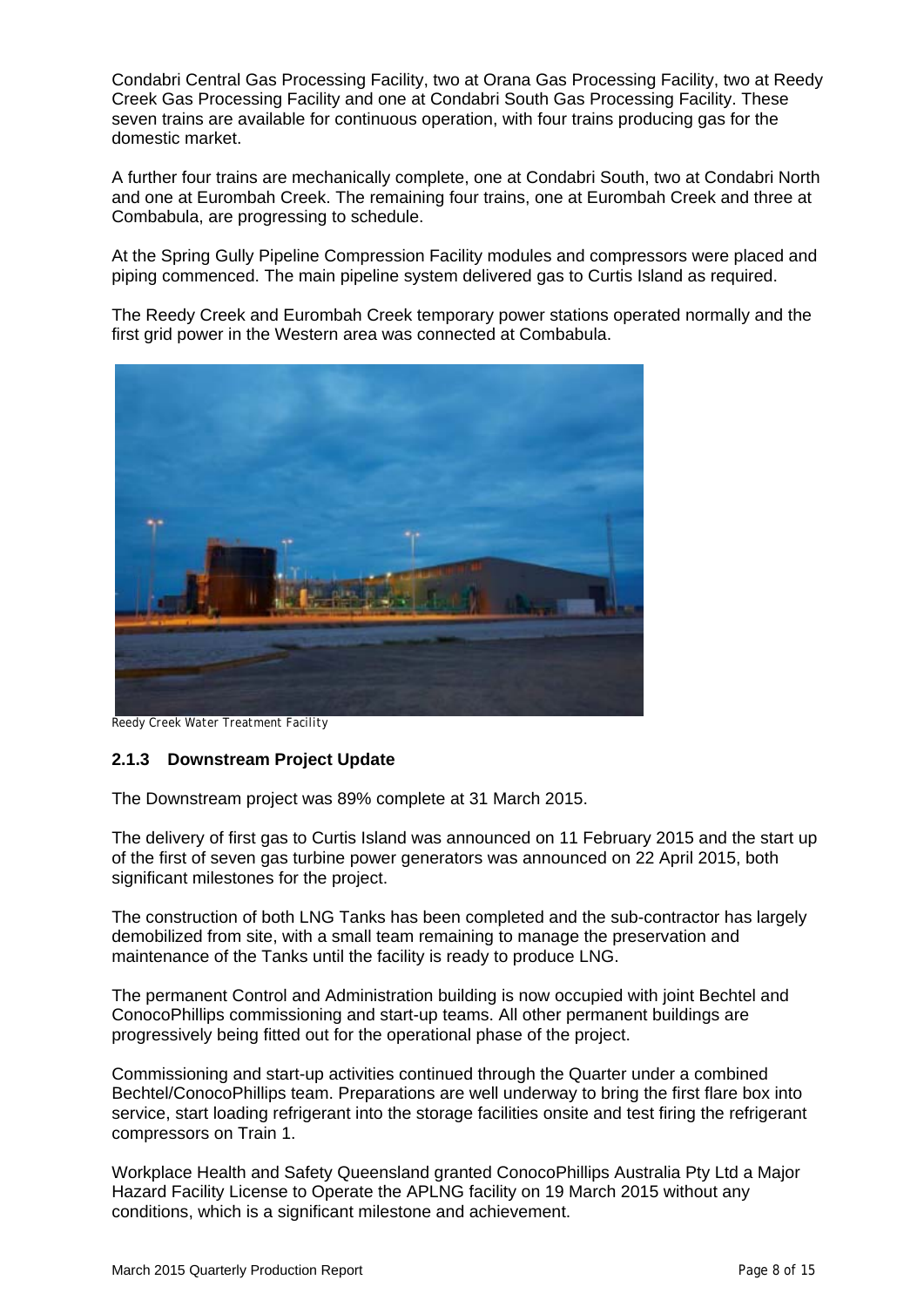Condabri Central Gas Processing Facility, two at Orana Gas Processing Facility, two at Reedy Creek Gas Processing Facility and one at Condabri South Gas Processing Facility. These seven trains are available for continuous operation, with four trains producing gas for the domestic market.

A further four trains are mechanically complete, one at Condabri South, two at Condabri North and one at Eurombah Creek. The remaining four trains, one at Eurombah Creek and three at Combabula, are progressing to schedule.

At the Spring Gully Pipeline Compression Facility modules and compressors were placed and piping commenced. The main pipeline system delivered gas to Curtis Island as required.

The Reedy Creek and Eurombah Creek temporary power stations operated normally and the first grid power in the Western area was connected at Combabula.

*Reedy Creek Water Treatment Facility*

### 2.1.3 Downstream Project Update

The Downstream project was 89% complete at 31 March 2015.

The delivery of first gas to Curtis Island was announced on 11 February 2015 and the start up of the first of seven gas turbine power generators was announced on 22 April 2015, both significant milestones for the project.

The construction of both LNG Tanks has been completed and the sub-contractor has largely demobilized from site, with a small team remaining to manage the preservation and maintenance of the Tanks until the facility is ready to produce LNG.

The permanent Control and Administration building is now occupied with joint Bechtel and ConocoPhillips commissioning and start-up teams. All other permanent buildings are progressively being fitted out for the operational phase of the project.

Commissioning and start-up activities continued through the Quarter under a combined Bechtel/ConocoPhillips team. Preparations are well underway to bring the first flare box into service, start loading refrigerant into the storage facilities onsite and test firing the refrigerant compressors on Train 1.

Workplace Health and Safety Queensland granted ConocoPhillips Australia Pty Ltd a Major Hazard Facility License to Operate the APLNG facility on 19 March 2015 without any conditions, which is a significant milestone and achievement.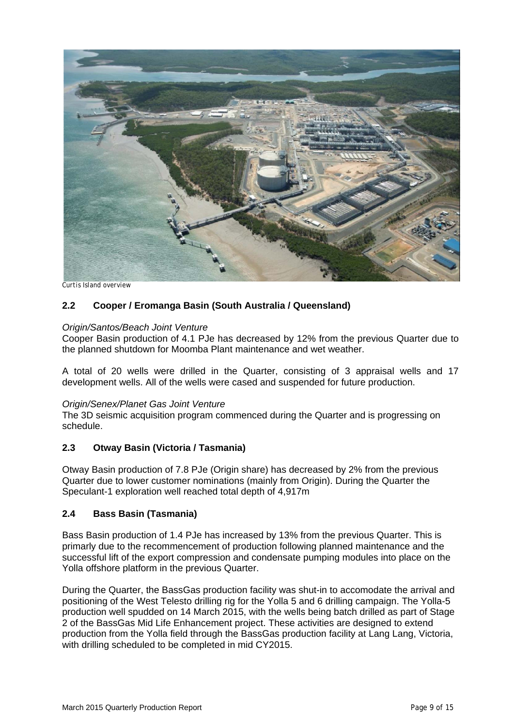Curtis Island overview

## 2.2 Cooper / Eromanga Basin (South Australia / Queensland)

*Origin/Santos/Beach Joint Venture*

Cooper Basin production of 4.1 PJe has decreased by 12% from the previous Quarter due to the planned shutdown for Moomba Plant maintenance and wet weather.

A total of 20 wells were drilled in the Quarter, consisting of 3 appraisal wells and 17 development wells. All of the wells were cased and suspended for future production.

*Origin/Senex/Planet Gas Joint Venture*

The 3D seismic acquisition program commenced during the Quarter and is progressing on schedule.

## 2.3 Otway Basin (Victoria / Tasmania)

Otway Basin production of 7.8 PJe (Origin share) has decreased by 2% from the previous Quarter due to lower customer nominations (mainly from Origin). During the Quarter the Speculant-1 exploration well reached total depth of 4,917m

## 2.4 Bass Basin (Tasmania)

Bass Basin production of 1.4 PJe has increased by 13% from the previous Quarter. This is primarly due to the recommencement of production following planned maintenance and the successful lift of the export compression and condensate pumping modules into place on the Yolla offshore platform in the previous Quarter.

During the Quarter, the BassGas production facility was shut-in to accomodate the arrival and positioning of the West Telesto drilling rig for the Yolla 5 and 6 drilling campaign. The Yolla-5 production well spudded on 14 March 2015, with the wells being batch drilled as part of Stage 2 of the BassGas Mid Life Enhancement project. These activities are designed to extend production from the Yolla field through the BassGas production facility at Lang Lang, Victoria, with drilling scheduled to be completed in mid CY2015.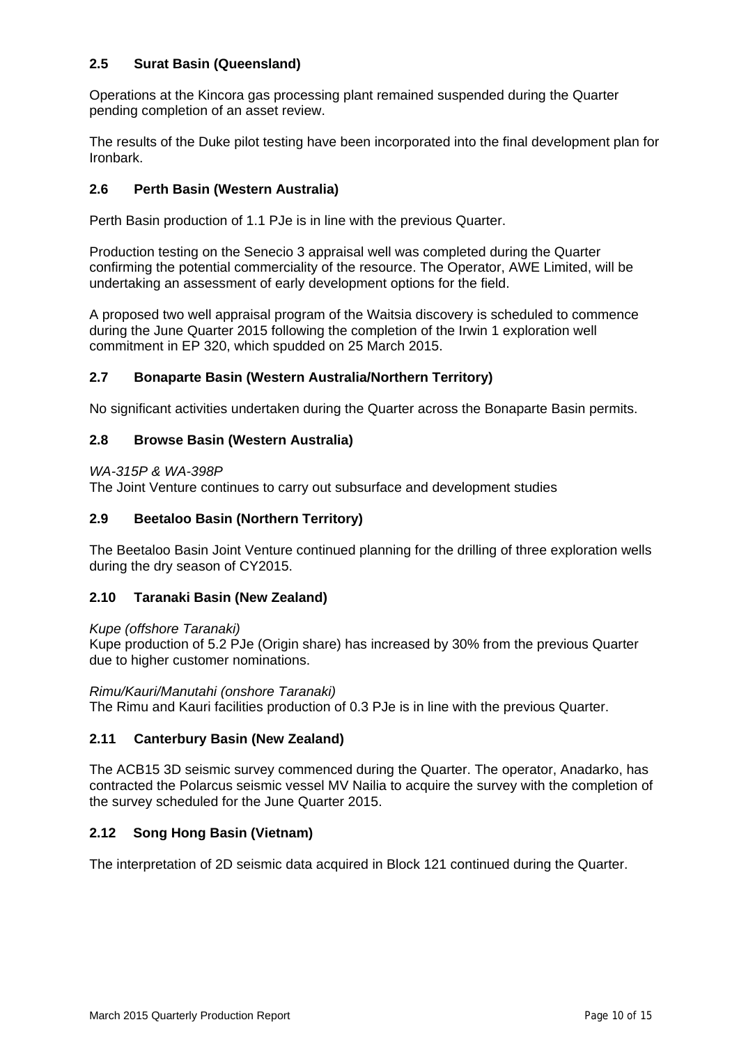### 2.5 Surat Basin (Queensland)

Operations at the Kincora gas processing plant remained suspended during the Quarter pending completion of an asset review.

The results of the Duke pilot testing have been incorporated into the final development plan for Ironbark.

### 2.6 Perth Basin (Western Australia)

Perth Basin production of 1.1 PJe is in line with the previous Quarter.

Production testing on the Senecio 3 appraisal well was completed during the Quarter confirming the potential commerciality of the resource. The Operator, AWE Limited, will be undertaking an assessment of early development options for the field.

A proposed two well appraisal program of the Waitsia discovery is scheduled to commence during the June Quarter 2015 following the completion of the Irwin 1 exploration well commitment in EP 320, which spudded on 25 March 2015.

### 2.7 Bonaparte Basin (Western Australia/Northern Territory)

No significant activities undertaken during the Quarter across the Bonaparte Basin permits.

### 2.8 Browse Basin (Western Australia)

*WA-315P & WA-398P*
The Joint Venture continues to carry out subsurface and development studies

### 2.9 Beetaloo Basin (Northern Territory)

The Beetaloo Basin Joint Venture continued planning for the drilling of three exploration wells during the dry season of CY2015.

### 2.10 Taranaki Basin (New Zealand)

*Kupe (offshore Taranaki)*
Kupe production of 5.2 PJe (Origin share) has increased by 30% from the previous Quarter due to higher customer nominations.

*Rimu/Kauri/Manutahi (onshore Taranaki)*
The Rimu and Kauri facilities production of 0.3 PJe is in line with the previous Quarter.

### 2.11 Canterbury Basin (New Zealand)

The ACB15 3D seismic survey commenced during the Quarter. The operator, Anadarko, has contracted the Polarcus seismic vessel MV Nailia to acquire the survey with the completion of the survey scheduled for the June Quarter 2015.

### 2.12 Song Hong Basin (Vietnam)

The interpretation of 2D seismic data acquired in Block 121 continued during the Quarter.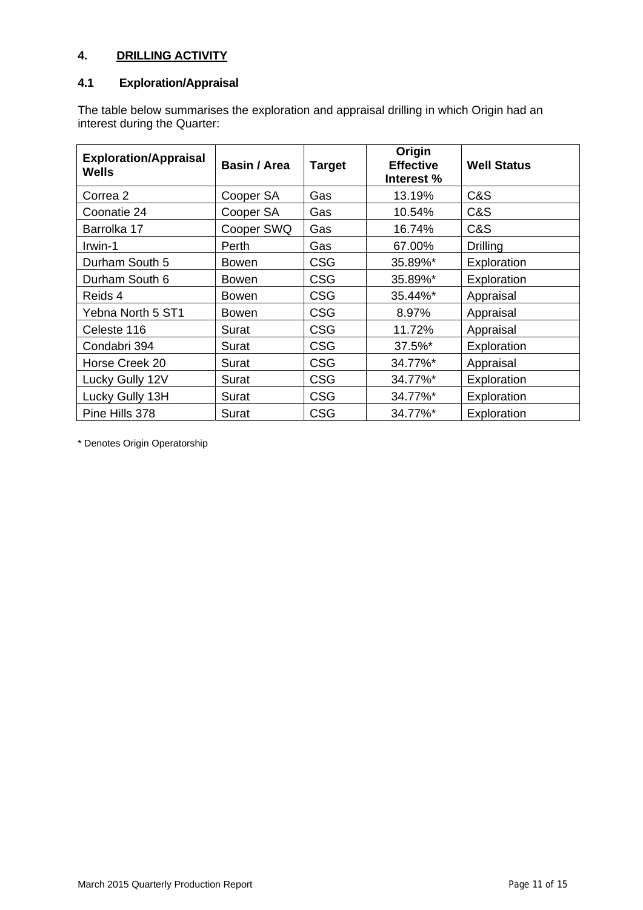# 4. DRILLING ACTIVITY

## 4.1 Exploration/Appraisal

The table below summarises the exploration and appraisal drilling in which Origin had an interest during the Quarter:

| Exploration/Appraisal Wells | Basin / Area | Target | Origin Effective Interest % | Well Status |
|---|---|---|---|---|
| Correa 2 | Cooper SA | Gas | 13.19% | C&S |
| Coonatie 24 | Cooper SA | Gas | 10.54% | C&S |
| Barrolka 17 | Cooper SWQ | Gas | 16.74% | C&S |
| Irwin-1 | Perth | Gas | 67.00% | Drilling |
| Durham South 5 | Bowen | CSG | 35.89%* | Exploration |
| Durham South 6 | Bowen | CSG | 35.89%* | Exploration |
| Reids 4 | Bowen | CSG | 35.44%* | Appraisal |
| Yebna North 5 ST1 | Bowen | CSG | 8.97% | Appraisal |
| Celeste 116 | Surat | CSG | 11.72% | Appraisal |
| Condabri 394 | Surat | CSG | 37.5%* | Exploration |
| Horse Creek 20 | Surat | CSG | 34.77%* | Appraisal |
| Lucky Gully 12V | Surat | CSG | 34.77%* | Exploration |
| Lucky Gully 13H | Surat | CSG | 34.77%* | Exploration |
| Pine Hills 378 | Surat | CSG | 34.77%* | Exploration |

* Denotes Origin Operatorship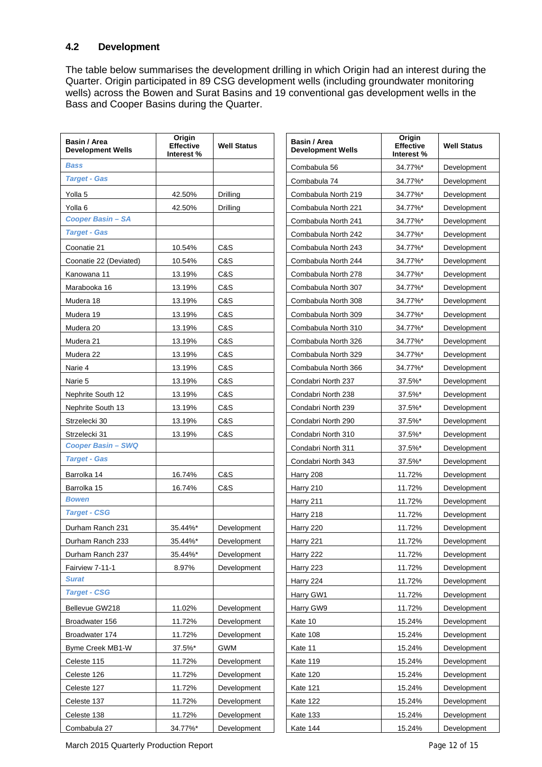## 4.2 Development

The table below summarises the development drilling in which Origin had an interest during the Quarter. Origin participated in 89 CSG development wells (including groundwater monitoring wells) across the Bowen and Surat Basins and 19 conventional gas development wells in the Bass and Cooper Basins during the Quarter.

| Basin / Area Development Wells | Origin Effective Interest % | Well Status |
|---|---|---|
| ***Bass*** | | |
| ***Target - Gas*** | | |
| Yolla 5 | 42.50% | Drilling |
| Yolla 6 | 42.50% | Drilling |
| ***Cooper Basin – SA*** | | |
| ***Target - Gas*** | | |
| Coonatie 21 | 10.54% | C&S |
| Coonatie 22 (Deviated) | 10.54% | C&S |
| Kanowana 11 | 13.19% | C&S |
| Marabooka 16 | 13.19% | C&S |
| Mudera 18 | 13.19% | C&S |
| Mudera 19 | 13.19% | C&S |
| Mudera 20 | 13.19% | C&S |
| Mudera 21 | 13.19% | C&S |
| Mudera 22 | 13.19% | C&S |
| Narie 4 | 13.19% | C&S |
| Narie 5 | 13.19% | C&S |
| Nephrite South 12 | 13.19% | C&S |
| Nephrite South 13 | 13.19% | C&S |
| Strzelecki 30 | 13.19% | C&S |
| Strzelecki 31 | 13.19% | C&S |
| ***Cooper Basin – SWQ*** | | |
| ***Target - Gas*** | | |
| Barrolka 14 | 16.74% | C&S |
| Barrolka 15 | 16.74% | C&S |
| ***Bowen*** | | |
| ***Target - CSG*** | | |
| Durham Ranch 231 | 35.44%* | Development |
| Durham Ranch 233 | 35.44%* | Development |
| Durham Ranch 237 | 35.44%* | Development |
| Fairview 7-11-1 | 8.97% | Development |
| ***Surat*** | | |
| ***Target - CSG*** | | |
| Bellevue GW218 | 11.02% | Development |
| Broadwater 156 | 11.72% | Development |
| Broadwater 174 | 11.72% | Development |
| Byme Creek MB1-W | 37.5%* | GWM |
| Celeste 115 | 11.72% | Development |
| Celeste 126 | 11.72% | Development |
| Celeste 127 | 11.72% | Development |
| Celeste 137 | 11.72% | Development |
| Celeste 138 | 11.72% | Development |
| Combabula 27 | 34.77%* | Development |
| Combabula 56 | 34.77%* | Development |
| Combabula 74 | 34.77%* | Development |
| Combabula North 219 | 34.77%* | Development |
| Combabula North 221 | 34.77%* | Development |
| Combabula North 241 | 34.77%* | Development |
| Combabula North 242 | 34.77%* | Development |
| Combabula North 243 | 34.77%* | Development |
| Combabula North 244 | 34.77%* | Development |
| Combabula North 278 | 34.77%* | Development |
| Combabula North 307 | 34.77%* | Development |
| Combabula North 308 | 34.77%* | Development |
| Combabula North 309 | 34.77%* | Development |
| Combabula North 310 | 34.77%* | Development |
| Combabula North 326 | 34.77%* | Development |
| Combabula North 329 | 34.77%* | Development |
| Combabula North 366 | 34.77%* | Development |
| Condabri North 237 | 37.5%* | Development |
| Condabri North 238 | 37.5%* | Development |
| Condabri North 239 | 37.5%* | Development |
| Condabri North 290 | 37.5%* | Development |
| Condabri North 310 | 37.5%* | Development |
| Condabri North 311 | 37.5%* | Development |
| Condabri North 343 | 37.5%* | Development |
| Harry 208 | 11.72% | Development |
| Harry 210 | 11.72% | Development |
| Harry 211 | 11.72% | Development |
| Harry 218 | 11.72% | Development |
| Harry 220 | 11.72% | Development |
| Harry 221 | 11.72% | Development |
| Harry 222 | 11.72% | Development |
| Harry 223 | 11.72% | Development |
| Harry 224 | 11.72% | Development |
| Harry GW1 | 11.72% | Development |
| Harry GW9 | 11.72% | Development |
| Kate 10 | 15.24% | Development |
| Kate 108 | 15.24% | Development |
| Kate 11 | 15.24% | Development |
| Kate 119 | 15.24% | Development |
| Kate 120 | 15.24% | Development |
| Kate 121 | 15.24% | Development |
| Kate 122 | 15.24% | Development |
| Kate 133 | 15.24% | Development |
| Kate 144 | 15.24% | Development |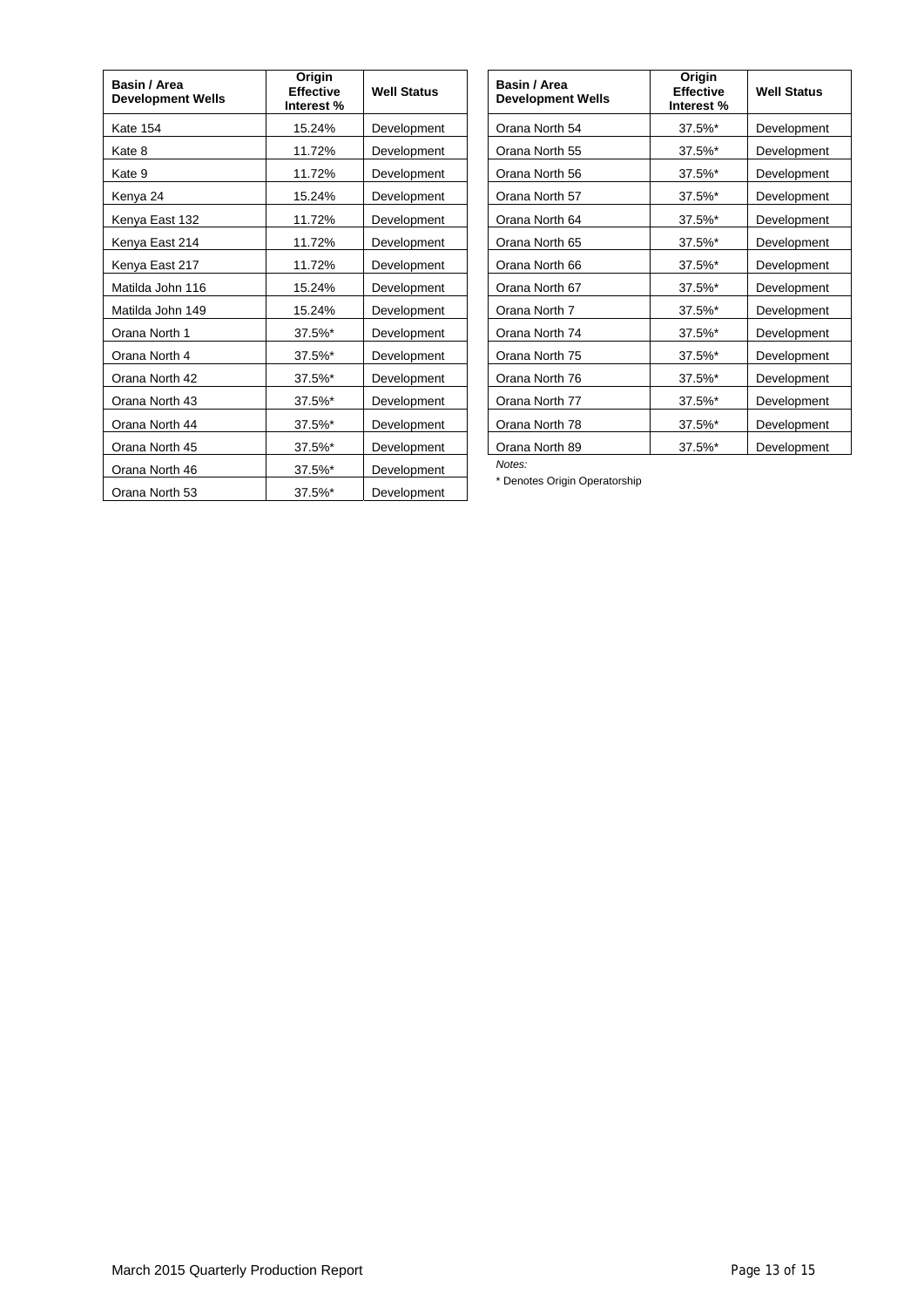| Basin / Area Development Wells | Origin Effective Interest % | Well Status |
|---|---|---|
| Kate 154 | 15.24% | Development |
| Kate 8 | 11.72% | Development |
| Kate 9 | 11.72% | Development |
| Kenya 24 | 15.24% | Development |
| Kenya East 132 | 11.72% | Development |
| Kenya East 214 | 11.72% | Development |
| Kenya East 217 | 11.72% | Development |
| Matilda John 116 | 15.24% | Development |
| Matilda John 149 | 15.24% | Development |
| Orana North 1 | 37.5%* | Development |
| Orana North 4 | 37.5%* | Development |
| Orana North 42 | 37.5%* | Development |
| Orana North 43 | 37.5%* | Development |
| Orana North 44 | 37.5%* | Development |
| Orana North 45 | 37.5%* | Development |
| Orana North 46 | 37.5%* | Development |
| Orana North 53 | 37.5%* | Development |
| Orana North 54 | 37.5%* | Development |
| Orana North 55 | 37.5%* | Development |
| Orana North 56 | 37.5%* | Development |
| Orana North 57 | 37.5%* | Development |
| Orana North 64 | 37.5%* | Development |
| Orana North 65 | 37.5%* | Development |
| Orana North 66 | 37.5%* | Development |
| Orana North 67 | 37.5%* | Development |
| Orana North 7 | 37.5%* | Development |
| Orana North 74 | 37.5%* | Development |
| Orana North 75 | 37.5%* | Development |
| Orana North 76 | 37.5%* | Development |
| Orana North 77 | 37.5%* | Development |
| Orana North 78 | 37.5%* | Development |
| Orana North 89 | 37.5%* | Development |

*Notes:*

* Denotes Origin Operatorship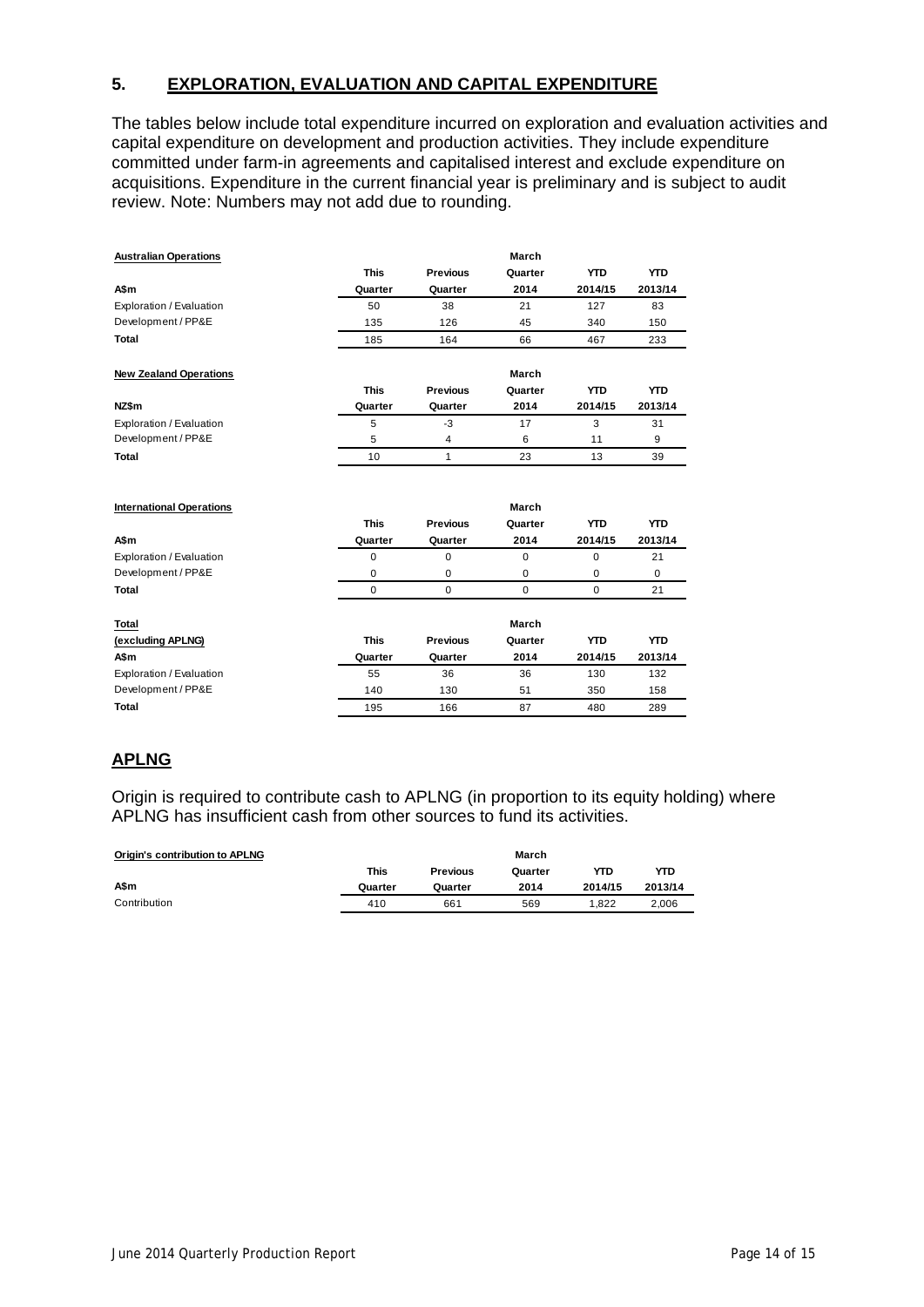## 5. EXPLORATION, EVALUATION AND CAPITAL EXPENDITURE

The tables below include total expenditure incurred on exploration and evaluation activities and capital expenditure on development and production activities. They include expenditure committed under farm-in agreements and capitalised interest and exclude expenditure on acquisitions. Expenditure in the current financial year is preliminary and is subject to audit review. Note: Numbers may not add due to rounding.

**Australian Operations**

| A$m | This Quarter | Previous Quarter | March Quarter 2014 | YTD 2014/15 | YTD 2013/14 |
|---|---|---|---|---|---|
| Exploration / Evaluation | 50 | 38 | 21 | 127 | 83 |
| Development / PP&E | 135 | 126 | 45 | 340 | 150 |
| **Total** | 185 | 164 | 66 | 467 | 233 |

**New Zealand Operations**

| NZ$m | This Quarter | Previous Quarter | March Quarter 2014 | YTD 2014/15 | YTD 2013/14 |
|---|---|---|---|---|---|
| Exploration / Evaluation | 5 | -3 | 17 | 3 | 31 |
| Development / PP&E | 5 | 4 | 6 | 11 | 9 |
| **Total** | 10 | 1 | 23 | 13 | 39 |

**International Operations**

| A$m | This Quarter | Previous Quarter | March Quarter 2014 | YTD 2014/15 | YTD 2013/14 |
|---|---|---|---|---|---|
| Exploration / Evaluation | 0 | 0 | 0 | 0 | 21 |
| Development / PP&E | 0 | 0 | 0 | 0 | 0 |
| **Total** | 0 | 0 | 0 | 0 | 21 |

**Total (excluding APLNG)**

| A$m | This Quarter | Previous Quarter | March Quarter 2014 | YTD 2014/15 | YTD 2013/14 |
|---|---|---|---|---|---|
| Exploration / Evaluation | 55 | 36 | 36 | 130 | 132 |
| Development / PP&E | 140 | 130 | 51 | 350 | 158 |
| **Total** | 195 | 166 | 87 | 480 | 289 |

## APLNG

Origin is required to contribute cash to APLNG (in proportion to its equity holding) where APLNG has insufficient cash from other sources to fund its activities.

**Origin's contribution to APLNG**

| A$m | This Quarter | Previous Quarter | March Quarter 2014 | YTD 2014/15 | YTD 2013/14 |
|---|---|---|---|---|---|
| Contribution | 410 | 661 | 569 | 1,822 | 2,006 |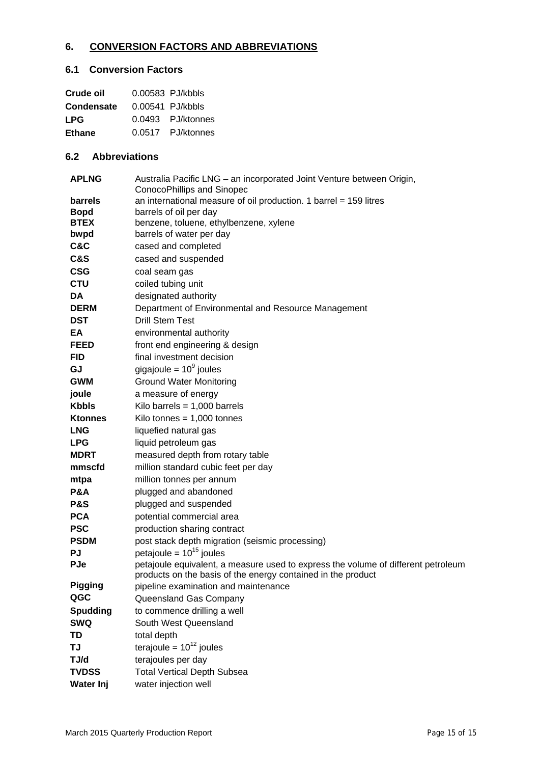## 6. CONVERSION FACTORS AND ABBREVIATIONS

### 6.1 Conversion Factors

| | |
|---|---|
| **Crude oil** | 0.00583 PJ/kbbls |
| **Condensate** | 0.00541 PJ/kbbls |
| **LPG** | 0.0493 PJ/ktonnes |
| **Ethane** | 0.0517 PJ/ktonnes |

### 6.2 Abbreviations

| | |
|---|---|
| **APLNG** | Australia Pacific LNG – an incorporated Joint Venture between Origin, ConocoPhillips and Sinopec |
| **barrels** | an international measure of oil production. 1 barrel = 159 litres |
| **Bopd** | barrels of oil per day |
| **BTEX** | benzene, toluene, ethylbenzene, xylene |
| **bwpd** | barrels of water per day |
| **C&C** | cased and completed |
| **C&S** | cased and suspended |
| **CSG** | coal seam gas |
| **CTU** | coiled tubing unit |
| **DA** | designated authority |
| **DERM** | Department of Environmental and Resource Management |
| **DST** | Drill Stem Test |
| **EA** | environmental authority |
| **FEED** | front end engineering & design |
| **FID** | final investment decision |
| **GJ** | gigajoule = $10^9$ joules |
| **GWM** | Ground Water Monitoring |
| **joule** | a measure of energy |
| **Kbbls** | Kilo barrels = 1,000 barrels |
| **Ktonnes** | Kilo tonnes = 1,000 tonnes |
| **LNG** | liquefied natural gas |
| **LPG** | liquid petroleum gas |
| **MDRT** | measured depth from rotary table |
| **mmscfd** | million standard cubic feet per day |
| **mtpa** | million tonnes per annum |
| **P&A** | plugged and abandoned |
| **P&S** | plugged and suspended |
| **PCA** | potential commercial area |
| **PSC** | production sharing contract |
| **PSDM** | post stack depth migration (seismic processing) |
| **PJ** | petajoule = $10^{15}$ joules |
| **PJe** | petajoule equivalent, a measure used to express the volume of different petroleum products on the basis of the energy contained in the product |
| **Pigging** | pipeline examination and maintenance |
| **QGC** | Queensland Gas Company |
| **Spudding** | to commence drilling a well |
| **SWQ** | South West Queensland |
| **TD** | total depth |
| **TJ** | terajoule = $10^{12}$ joules |
| **TJ/d** | terajoules per day |
| **TVDSS** | Total Vertical Depth Subsea |
| **Water Inj** | water injection well |